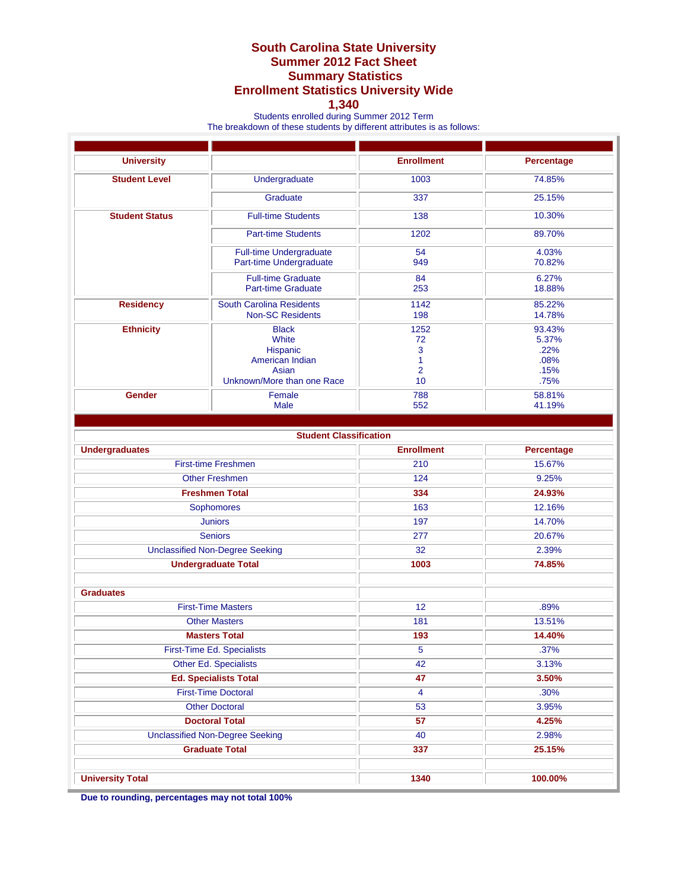# South Carolina State University
# Summer 2012 Fact Sheet
# Summary Statistics
# Enrollment Statistics University Wide
# 1,340

Students enrolled during Summer 2012 Term
The breakdown of these students by different attributes is as follows:

| University | | Enrollment | Percentage |
|---|---|---|---|
| **Student Level** | Undergraduate | 1003 | 74.85% |
| | Graduate | 337 | 25.15% |
| **Student Status** | Full-time Students | 138 | 10.30% |
| | Part-time Students | 1202 | 89.70% |
| | Full-time Undergraduate<br>Part-time Undergraduate | 54<br>949 | 4.03%<br>70.82% |
| | Full-time Graduate<br>Part-time Graduate | 84<br>253 | 6.27%<br>18.88% |
| **Residency** | South Carolina Residents<br>Non-SC Residents | 1142<br>198 | 85.22%<br>14.78% |
| **Ethnicity** | Black<br>White<br>Hispanic<br>American Indian<br>Asian<br>Unknown/More than one Race | 1252<br>72<br>3<br>1<br>2<br>10 | 93.43%<br>5.37%<br>.22%<br>.08%<br>.15%<br>.75% |
| **Gender** | Female<br>Male | 788<br>552 | 58.81%<br>41.19% |

**Student Classification**

| Undergraduates | Enrollment | Percentage |
|---|---|---|
| First-time Freshmen | 210 | 15.67% |
| Other Freshmen | 124 | 9.25% |
| **Freshmen Total** | **334** | **24.93%** |
| Sophomores | 163 | 12.16% |
| Juniors | 197 | 14.70% |
| Seniors | 277 | 20.67% |
| Unclassified Non-Degree Seeking | 32 | 2.39% |
| **Undergraduate Total** | **1003** | **74.85%** |
| | | |
| **Graduates** | | |
| First-Time Masters | 12 | .89% |
| Other Masters | 181 | 13.51% |
| **Masters Total** | **193** | **14.40%** |
| First-Time Ed. Specialists | 5 | .37% |
| Other Ed. Specialists | 42 | 3.13% |
| **Ed. Specialists Total** | **47** | **3.50%** |
| First-Time Doctoral | 4 | .30% |
| Other Doctoral | 53 | 3.95% |
| **Doctoral Total** | **57** | **4.25%** |
| Unclassified Non-Degree Seeking | 40 | 2.98% |
| **Graduate Total** | **337** | **25.15%** |
| | | |
| **University Total** | **1340** | **100.00%** |

**Due to rounding, percentages may not total 100%**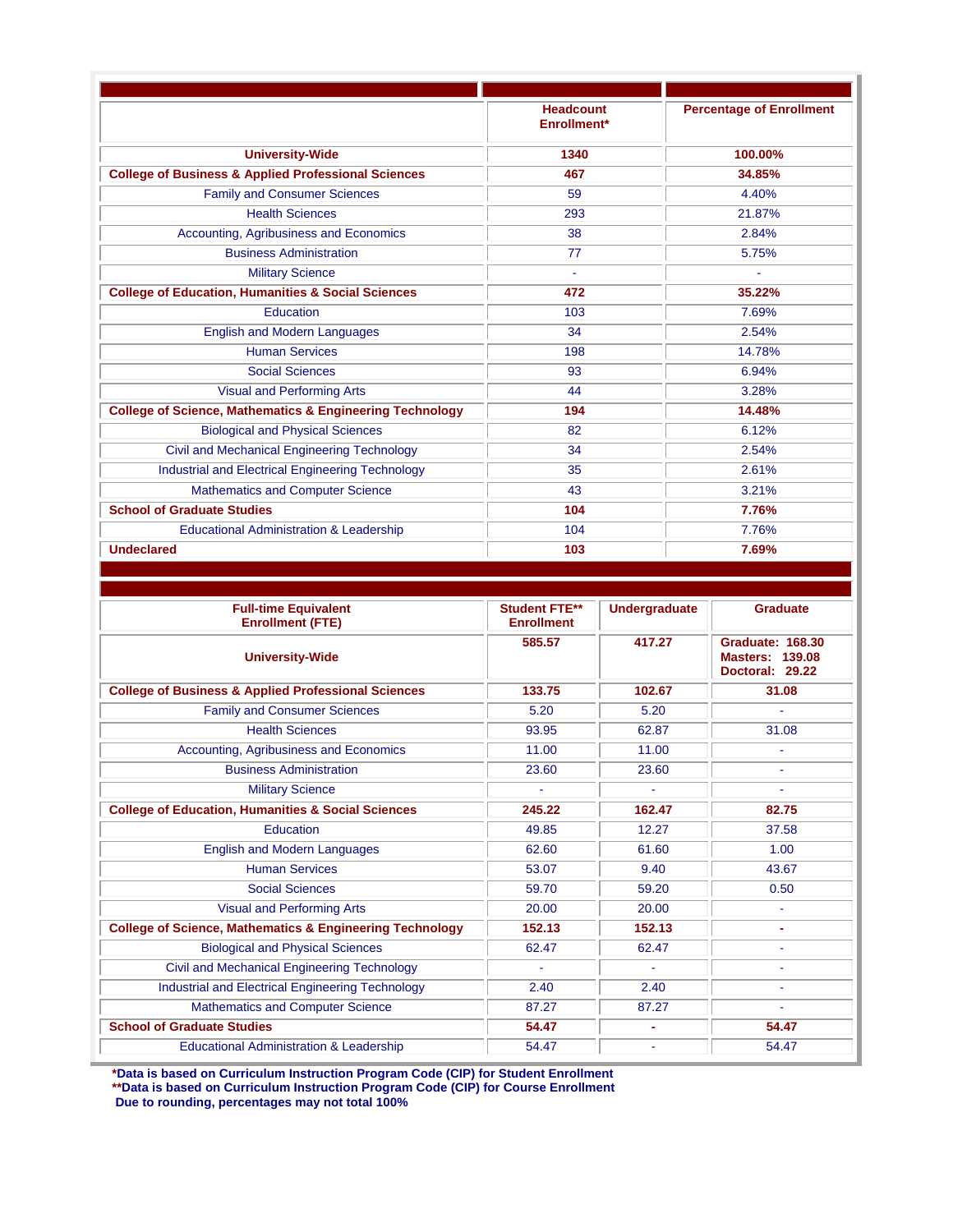| | Headcount Enrollment* | Percentage of Enrollment |
|---|---|---|
| **University-Wide** | **1340** | **100.00%** |
| **College of Business & Applied Professional Sciences** | **467** | **34.85%** |
| Family and Consumer Sciences | 59 | 4.40% |
| Health Sciences | 293 | 21.87% |
| Accounting, Agribusiness and Economics | 38 | 2.84% |
| Business Administration | 77 | 5.75% |
| Military Science | - | - |
| **College of Education, Humanities & Social Sciences** | **472** | **35.22%** |
| Education | 103 | 7.69% |
| English and Modern Languages | 34 | 2.54% |
| Human Services | 198 | 14.78% |
| Social Sciences | 93 | 6.94% |
| Visual and Performing Arts | 44 | 3.28% |
| **College of Science, Mathematics & Engineering Technology** | **194** | **14.48%** |
| Biological and Physical Sciences | 82 | 6.12% |
| Civil and Mechanical Engineering Technology | 34 | 2.54% |
| Industrial and Electrical Engineering Technology | 35 | 2.61% |
| Mathematics and Computer Science | 43 | 3.21% |
| **School of Graduate Studies** | **104** | **7.76%** |
| Educational Administration & Leadership | 104 | 7.76% |
| **Undeclared** | **103** | **7.69%** |

| Full-time Equivalent Enrollment (FTE) | Student FTE** Enrollment | Undergraduate | Graduate |
|---|---|---|---|
| **University-Wide** | **585.57** | **417.27** | **Graduate: 168.30 Masters: 139.08 Doctoral: 29.22** |
| **College of Business & Applied Professional Sciences** | **133.75** | **102.67** | **31.08** |
| Family and Consumer Sciences | 5.20 | 5.20 | - |
| Health Sciences | 93.95 | 62.87 | 31.08 |
| Accounting, Agribusiness and Economics | 11.00 | 11.00 | - |
| Business Administration | 23.60 | 23.60 | - |
| Military Science | - | - | - |
| **College of Education, Humanities & Social Sciences** | **245.22** | **162.47** | **82.75** |
| Education | 49.85 | 12.27 | 37.58 |
| English and Modern Languages | 62.60 | 61.60 | 1.00 |
| Human Services | 53.07 | 9.40 | 43.67 |
| Social Sciences | 59.70 | 59.20 | 0.50 |
| Visual and Performing Arts | 20.00 | 20.00 | - |
| **College of Science, Mathematics & Engineering Technology** | **152.13** | **152.13** | **-** |
| Biological and Physical Sciences | 62.47 | 62.47 | - |
| Civil and Mechanical Engineering Technology | - | - | - |
| Industrial and Electrical Engineering Technology | 2.40 | 2.40 | - |
| Mathematics and Computer Science | 87.27 | 87.27 | - |
| **School of Graduate Studies** | **54.47** | **-** | **54.47** |
| Educational Administration & Leadership | 54.47 | - | 54.47 |

**\*Data is based on Curriculum Instruction Program Code (CIP) for Student Enrollment**
**\*\*Data is based on Curriculum Instruction Program Code (CIP) for Course Enrollment**
**Due to rounding, percentages may not total 100%**